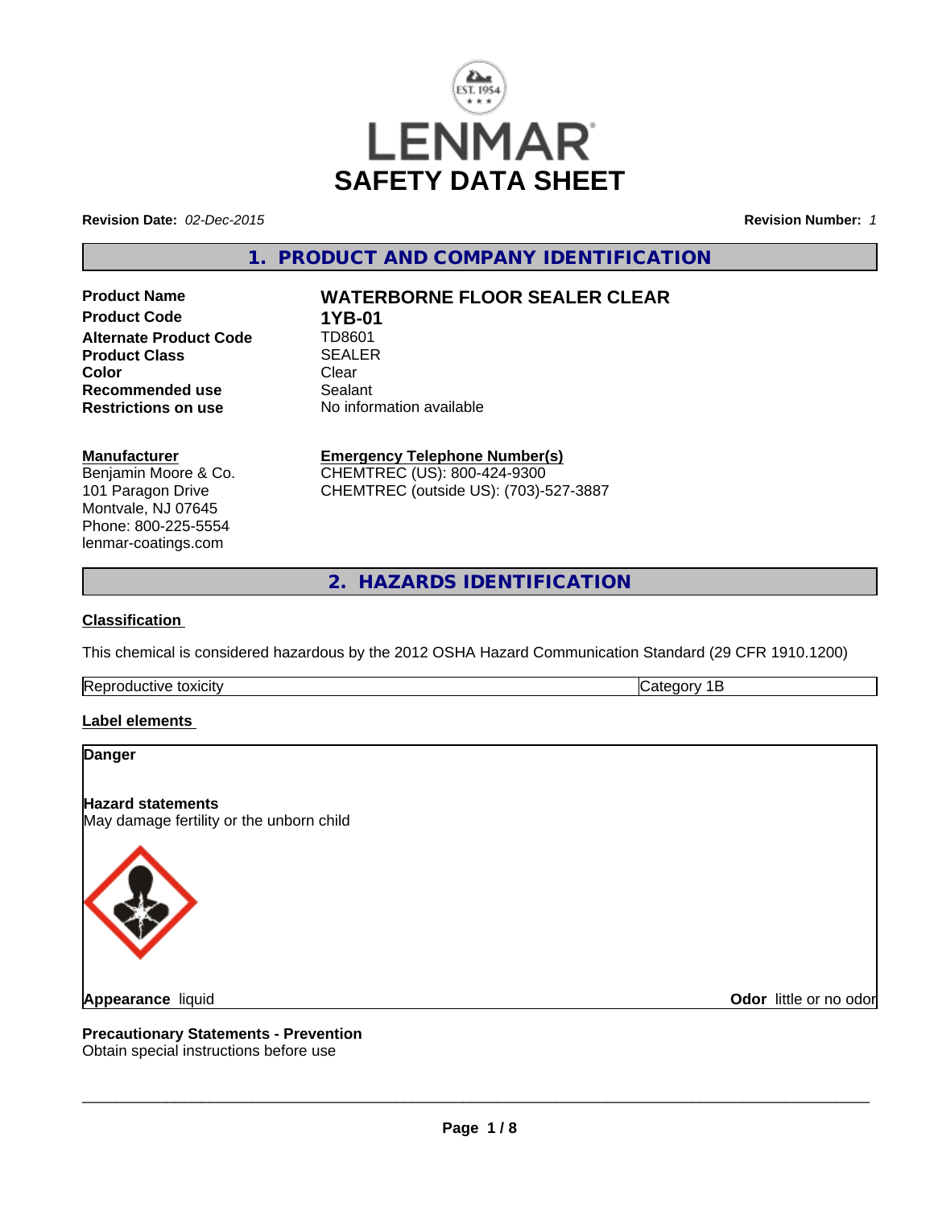# LENMAR

# SAFETY DATA SHEET

**Revision Date:** *02-Dec-2015* **Revision Number:** *1*

## 1. PRODUCT AND COMPANY IDENTIFICATION

| | |
|---|---|
| **Product Name** | **WATERBORNE FLOOR SEALER CLEAR** |
| **Product Code** | **1YB-01** |
| **Alternate Product Code** | TD8601 |
| **Product Class** | SEALER |
| **Color** | Clear |
| **Recommended use** | Sealant |
| **Restrictions on use** | No information available |

**Manufacturer**
Benjamin Moore & Co.
101 Paragon Drive
Montvale, NJ 07645
Phone: 800-225-5554
lenmar-coatings.com

**Emergency Telephone Number(s)**
CHEMTREC (US): 800-424-9300
CHEMTREC (outside US): (703)-527-3887

## 2. HAZARDS IDENTIFICATION

**Classification**

This chemical is considered hazardous by the 2012 OSHA Hazard Communication Standard (29 CFR 1910.1200)

| Reproductive toxicity | Category 1B |
|---|---|

**Label elements**

**Danger**

**Hazard statements**
May damage fertility or the unborn child

**Appearance** liquid **Odor** little or no odor

**Precautionary Statements - Prevention**
Obtain special instructions before use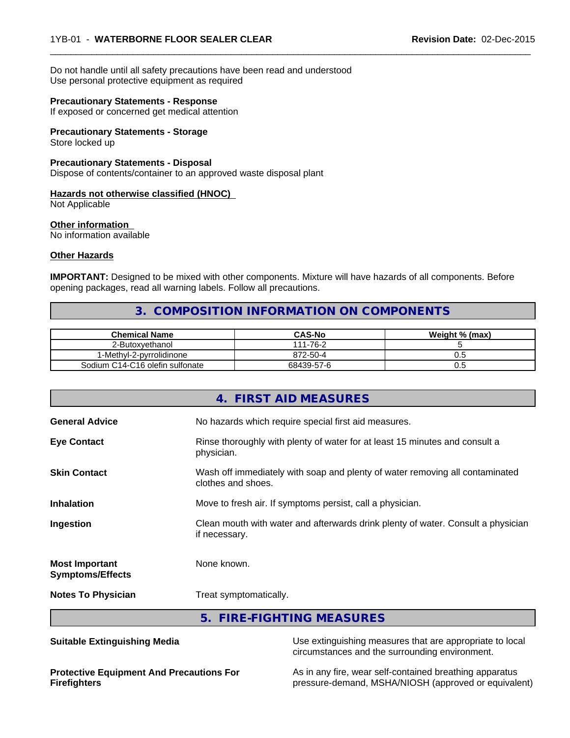Do not handle until all safety precautions have been read and understood
Use personal protective equipment as required

**Precautionary Statements - Response**
If exposed or concerned get medical attention

**Precautionary Statements - Storage**
Store locked up

**Precautionary Statements - Disposal**
Dispose of contents/container to an approved waste disposal plant

**Hazards not otherwise classified (HNOC)**
Not Applicable

**Other information**
No information available

**Other Hazards**

**IMPORTANT:** Designed to be mixed with other components. Mixture will have hazards of all components. Before opening packages, read all warning labels. Follow all precautions.

## 3. COMPOSITION INFORMATION ON COMPONENTS

| Chemical Name | CAS-No | Weight % (max) |
|---|---|---|
| 2-Butoxyethanol | 111-76-2 | 5 |
| 1-Methyl-2-pyrrolidinone | 872-50-4 | 0.5 |
| Sodium C14-C16 olefin sulfonate | 68439-57-6 | 0.5 |

## 4. FIRST AID MEASURES

**General Advice** No hazards which require special first aid measures.

**Eye Contact** Rinse thoroughly with plenty of water for at least 15 minutes and consult a physician.

**Skin Contact** Wash off immediately with soap and plenty of water removing all contaminated clothes and shoes.

**Inhalation** Move to fresh air. If symptoms persist, call a physician.

**Ingestion** Clean mouth with water and afterwards drink plenty of water. Consult a physician if necessary.

**Most Important Symptoms/Effects** None known.

**Notes To Physician** Treat symptomatically.

## 5. FIRE-FIGHTING MEASURES

**Suitable Extinguishing Media** Use extinguishing measures that are appropriate to local circumstances and the surrounding environment.

**Protective Equipment And Precautions For Firefighters** As in any fire, wear self-contained breathing apparatus pressure-demand, MSHA/NIOSH (approved or equivalent)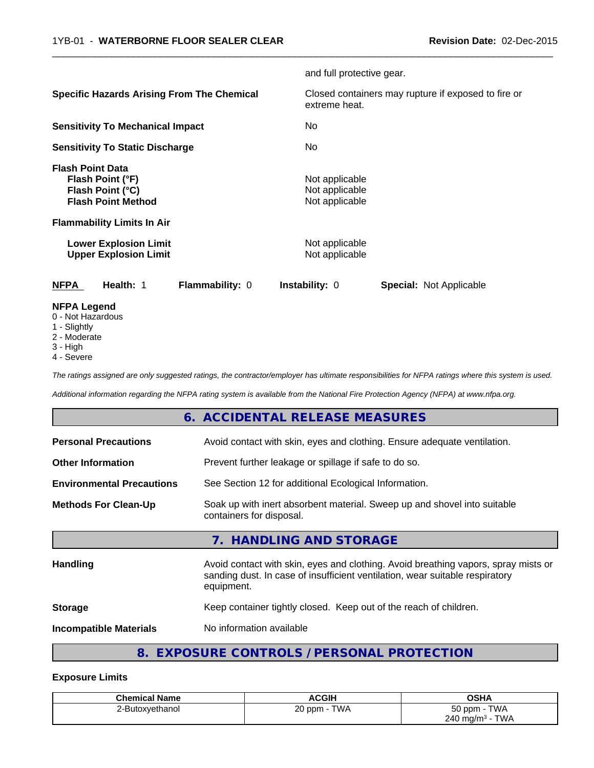and full protective gear.

| | |
|---|---|
| **Specific Hazards Arising From The Chemical** | Closed containers may rupture if exposed to fire or extreme heat. |
| **Sensitivity To Mechanical Impact** | No |
| **Sensitivity To Static Discharge** | No |

**Flash Point Data**

| | |
|---|---|
| **Flash Point (°F)** | Not applicable |
| **Flash Point (°C)** | Not applicable |
| **Flash Point Method** | Not applicable |

**Flammability Limits In Air**

| | |
|---|---|
| **Lower Explosion Limit** | Not applicable |
| **Upper Explosion Limit** | Not applicable |

**NFPA** **Health:** 1 **Flammability:** 0 **Instability:** 0 **Special:** Not Applicable

**NFPA Legend**
- 0 - Not Hazardous
- 1 - Slightly
- 2 - Moderate
- 3 - High
- 4 - Severe

*The ratings assigned are only suggested ratings, the contractor/employer has ultimate responsibilities for NFPA ratings where this system is used.*

*Additional information regarding the NFPA rating system is available from the National Fire Protection Agency (NFPA) at www.nfpa.org.*

## 6. ACCIDENTAL RELEASE MEASURES

| | |
|---|---|
| **Personal Precautions** | Avoid contact with skin, eyes and clothing. Ensure adequate ventilation. |
| **Other Information** | Prevent further leakage or spillage if safe to do so. |
| **Environmental Precautions** | See Section 12 for additional Ecological Information. |
| **Methods For Clean-Up** | Soak up with inert absorbent material. Sweep up and shovel into suitable containers for disposal. |

## 7. HANDLING AND STORAGE

| | |
|---|---|
| **Handling** | Avoid contact with skin, eyes and clothing. Avoid breathing vapors, spray mists or sanding dust. In case of insufficient ventilation, wear suitable respiratory equipment. |
| **Storage** | Keep container tightly closed. Keep out of the reach of children. |
| **Incompatible Materials** | No information available |

## 8. EXPOSURE CONTROLS / PERSONAL PROTECTION

### Exposure Limits

| Chemical Name | ACGIH | OSHA |
|---|---|---|
| 2-Butoxyethanol | 20 ppm - TWA | 50 ppm - TWA<br>240 mg/m$^3$ - TWA |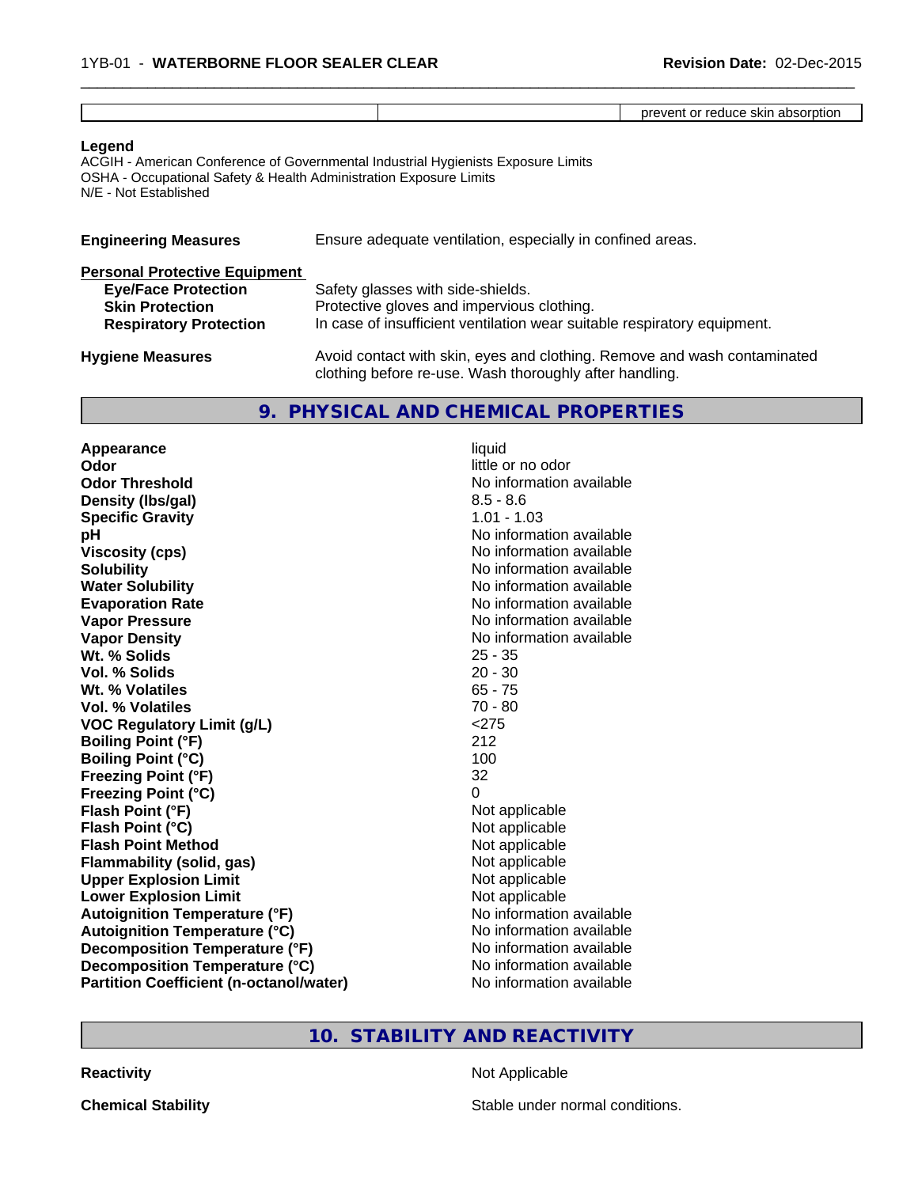| | | prevent or reduce skin absorption |
|---|---|---|

**Legend**
ACGIH - American Conference of Governmental Industrial Hygienists Exposure Limits
OSHA - Occupational Safety & Health Administration Exposure Limits
N/E - Not Established

**Engineering Measures** Ensure adequate ventilation, especially in confined areas.

**Personal Protective Equipment**

**Eye/Face Protection** Safety glasses with side-shields.
**Skin Protection** Protective gloves and impervious clothing.
**Respiratory Protection** In case of insufficient ventilation wear suitable respiratory equipment.

**Hygiene Measures** Avoid contact with skin, eyes and clothing. Remove and wash contaminated clothing before re-use. Wash thoroughly after handling.

## 9. PHYSICAL AND CHEMICAL PROPERTIES

| | |
|---|---|
| **Appearance** | liquid |
| **Odor** | little or no odor |
| **Odor Threshold** | No information available |
| **Density (lbs/gal)** | 8.5 - 8.6 |
| **Specific Gravity** | 1.01 - 1.03 |
| **pH** | No information available |
| **Viscosity (cps)** | No information available |
| **Solubility** | No information available |
| **Water Solubility** | No information available |
| **Evaporation Rate** | No information available |
| **Vapor Pressure** | No information available |
| **Vapor Density** | No information available |
| **Wt. % Solids** | 25 - 35 |
| **Vol. % Solids** | 20 - 30 |
| **Wt. % Volatiles** | 65 - 75 |
| **Vol. % Volatiles** | 70 - 80 |
| **VOC Regulatory Limit (g/L)** | <275 |
| **Boiling Point (°F)** | 212 |
| **Boiling Point (°C)** | 100 |
| **Freezing Point (°F)** | 32 |
| **Freezing Point (°C)** | 0 |
| **Flash Point (°F)** | Not applicable |
| **Flash Point (°C)** | Not applicable |
| **Flash Point Method** | Not applicable |
| **Flammability (solid, gas)** | Not applicable |
| **Upper Explosion Limit** | Not applicable |
| **Lower Explosion Limit** | Not applicable |
| **Autoignition Temperature (°F)** | No information available |
| **Autoignition Temperature (°C)** | No information available |
| **Decomposition Temperature (°F)** | No information available |
| **Decomposition Temperature (°C)** | No information available |
| **Partition Coefficient (n-octanol/water)** | No information available |

## 10. STABILITY AND REACTIVITY

**Reactivity** Not Applicable

**Chemical Stability** Stable under normal conditions.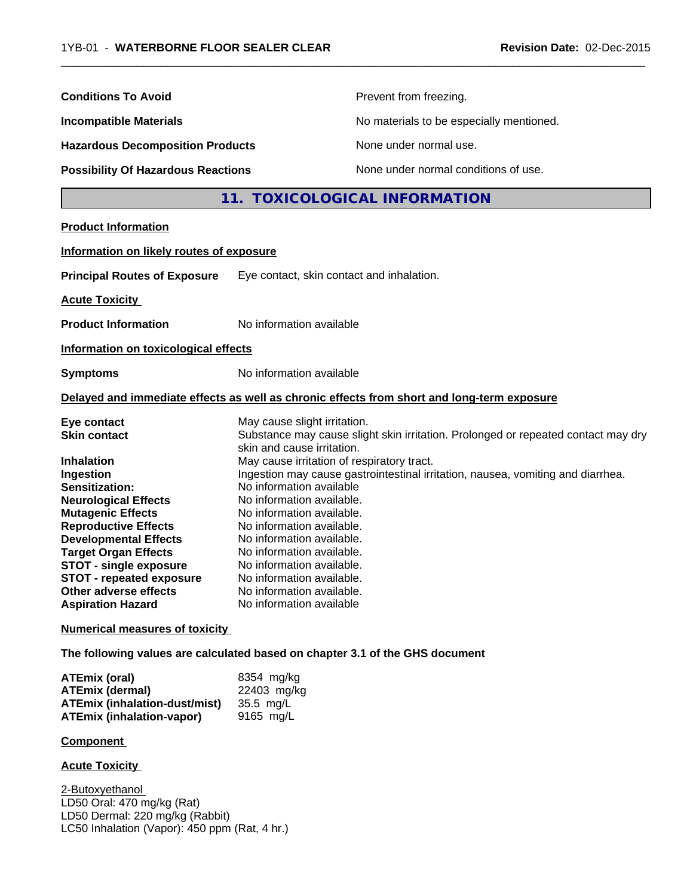**Conditions To Avoid** Prevent from freezing.

**Incompatible Materials** No materials to be especially mentioned.

**Hazardous Decomposition Products** None under normal use.

**Possibility Of Hazardous Reactions** None under normal conditions of use.

## 11. TOXICOLOGICAL INFORMATION

**Product Information**

**Information on likely routes of exposure**

**Principal Routes of Exposure** Eye contact, skin contact and inhalation.

**Acute Toxicity**

**Product Information** No information available

**Information on toxicological effects**

**Symptoms** No information available

**Delayed and immediate effects as well as chronic effects from short and long-term exposure**

| | |
|---|---|
| **Eye contact** | May cause slight irritation. |
| **Skin contact** | Substance may cause slight skin irritation. Prolonged or repeated contact may dry skin and cause irritation. |
| **Inhalation** | May cause irritation of respiratory tract. |
| **Ingestion** | Ingestion may cause gastrointestinal irritation, nausea, vomiting and diarrhea. |
| **Sensitization:** | No information available |
| **Neurological Effects** | No information available. |
| **Mutagenic Effects** | No information available. |
| **Reproductive Effects** | No information available. |
| **Developmental Effects** | No information available. |
| **Target Organ Effects** | No information available. |
| **STOT - single exposure** | No information available. |
| **STOT - repeated exposure** | No information available. |
| **Other adverse effects** | No information available. |
| **Aspiration Hazard** | No information available |

**Numerical measures of toxicity**

**The following values are calculated based on chapter 3.1 of the GHS document**

| | |
|---|---|
| **ATEmix (oral)** | 8354 mg/kg |
| **ATEmix (dermal)** | 22403 mg/kg |
| **ATEmix (inhalation-dust/mist)** | 35.5 mg/L |
| **ATEmix (inhalation-vapor)** | 9165 mg/L |

**Component**

**Acute Toxicity**

2-Butoxyethanol
LD50 Oral: 470 mg/kg (Rat)
LD50 Dermal: 220 mg/kg (Rabbit)
LC50 Inhalation (Vapor): 450 ppm (Rat, 4 hr.)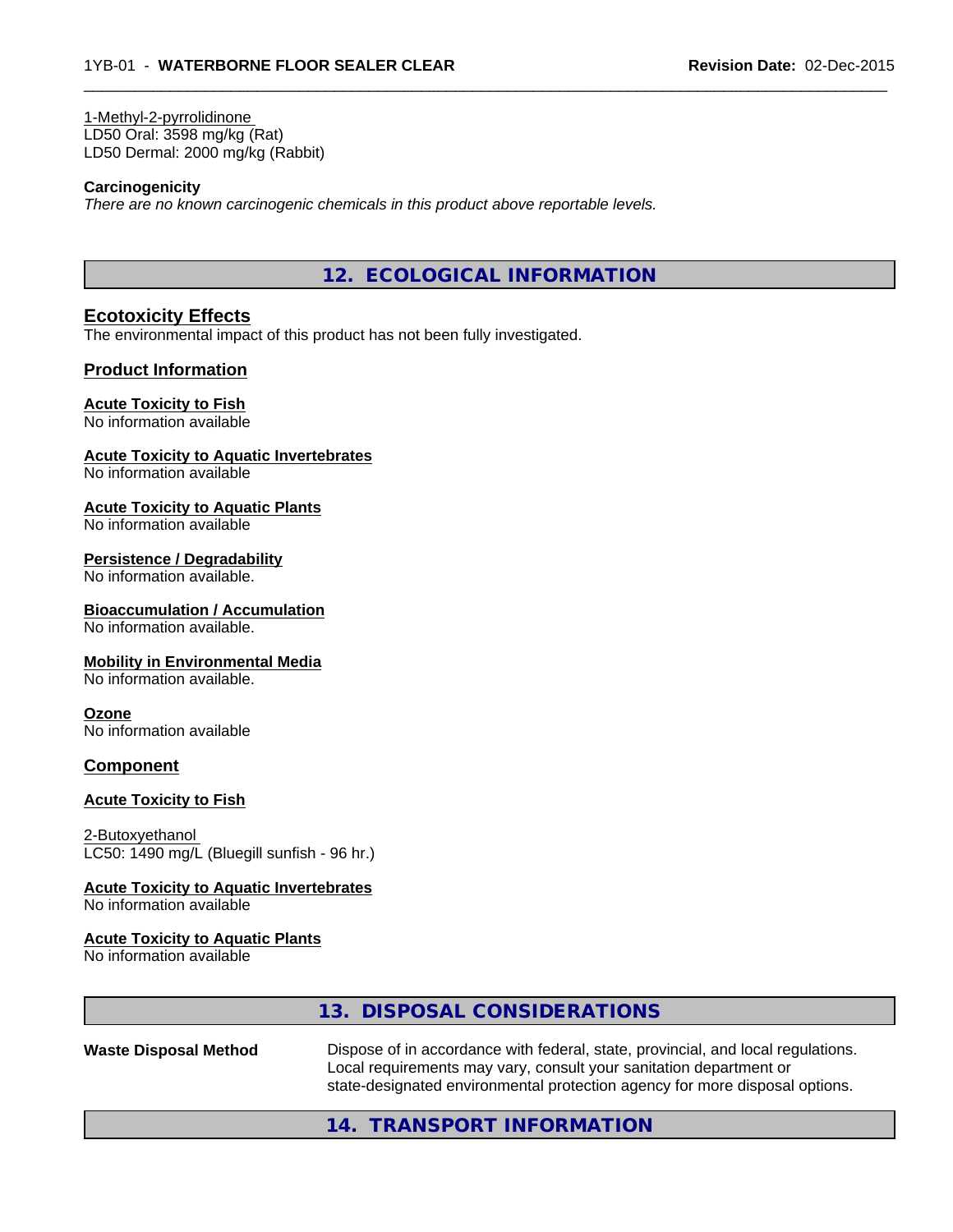1-Methyl-2-pyrrolidinone
LD50 Oral: 3598 mg/kg (Rat)
LD50 Dermal: 2000 mg/kg (Rabbit)

**Carcinogenicity**
*There are no known carcinogenic chemicals in this product above reportable levels.*

## 12. ECOLOGICAL INFORMATION

### Ecotoxicity Effects
The environmental impact of this product has not been fully investigated.

### Product Information

**Acute Toxicity to Fish**
No information available

**Acute Toxicity to Aquatic Invertebrates**
No information available

**Acute Toxicity to Aquatic Plants**
No information available

**Persistence / Degradability**
No information available.

**Bioaccumulation / Accumulation**
No information available.

**Mobility in Environmental Media**
No information available.

**Ozone**
No information available

### Component

**Acute Toxicity to Fish**

2-Butoxyethanol
LC50: 1490 mg/L (Bluegill sunfish - 96 hr.)

**Acute Toxicity to Aquatic Invertebrates**
No information available

**Acute Toxicity to Aquatic Plants**
No information available

## 13. DISPOSAL CONSIDERATIONS

**Waste Disposal Method** Dispose of in accordance with federal, state, provincial, and local regulations. Local requirements may vary, consult your sanitation department or state-designated environmental protection agency for more disposal options.

## 14. TRANSPORT INFORMATION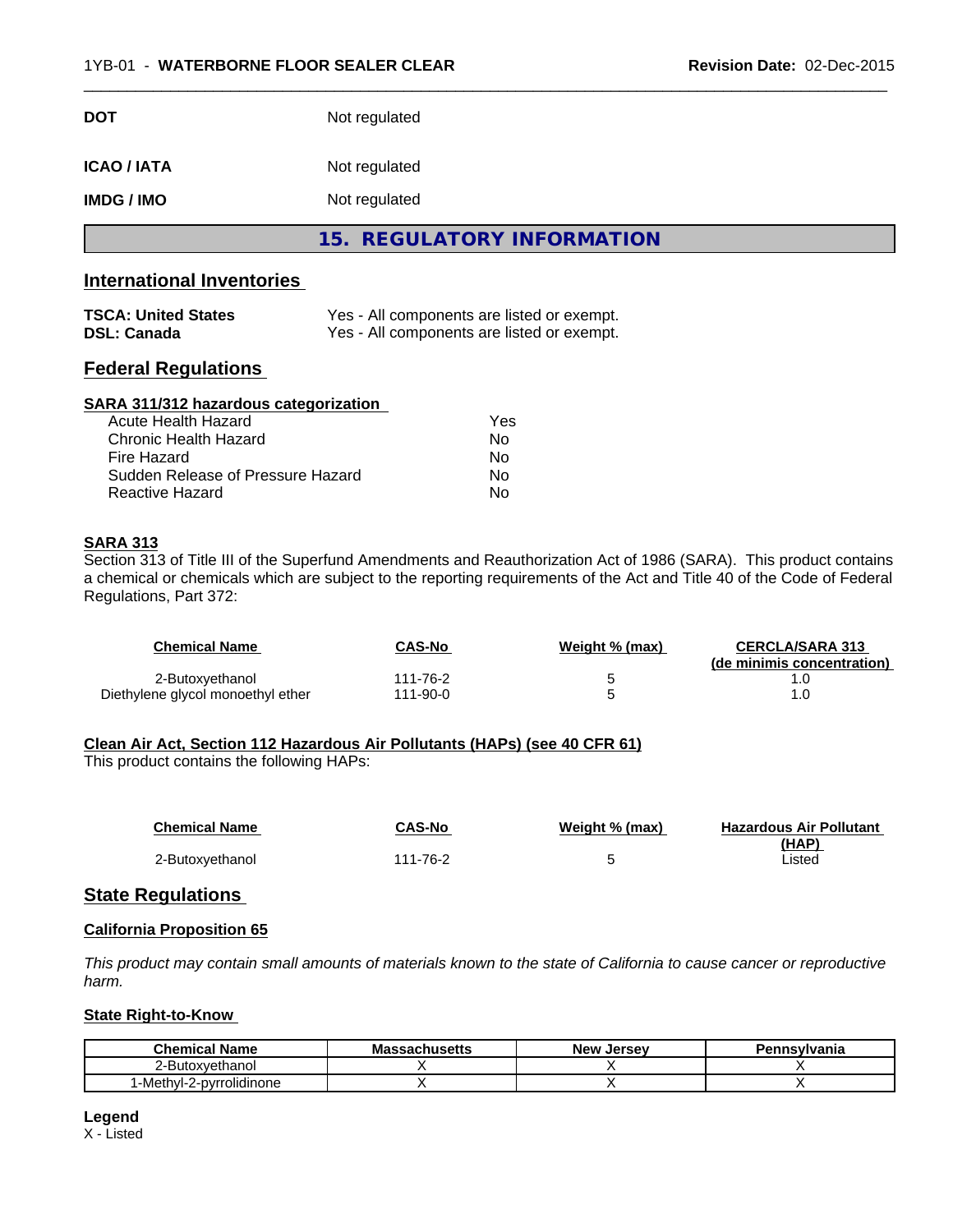| | |
|---|---|
| **DOT** | Not regulated |
| **ICAO / IATA** | Not regulated |
| **IMDG / IMO** | Not regulated |

## 15. REGULATORY INFORMATION

### International Inventories

| | |
|---|---|
| **TSCA: United States** | Yes - All components are listed or exempt. |
| **DSL: Canada** | Yes - All components are listed or exempt. |

### Federal Regulations

**SARA 311/312 hazardous categorization**

| | |
|---|---|
| Acute Health Hazard | Yes |
| Chronic Health Hazard | No |
| Fire Hazard | No |
| Sudden Release of Pressure Hazard | No |
| Reactive Hazard | No |

**SARA 313**

Section 313 of Title III of the Superfund Amendments and Reauthorization Act of 1986 (SARA). This product contains a chemical or chemicals which are subject to the reporting requirements of the Act and Title 40 of the Code of Federal Regulations, Part 372:

| Chemical Name | CAS-No | Weight % (max) | CERCLA/SARA 313 (de minimis concentration) |
|---|---|---|---|
| 2-Butoxyethanol | 111-76-2 | 5 | 1.0 |
| Diethylene glycol monoethyl ether | 111-90-0 | 5 | 1.0 |

**Clean Air Act, Section 112 Hazardous Air Pollutants (HAPs) (see 40 CFR 61)**

This product contains the following HAPs:

| Chemical Name | CAS-No | Weight % (max) | Hazardous Air Pollutant (HAP) |
|---|---|---|---|
| 2-Butoxyethanol | 111-76-2 | 5 | Listed |

### State Regulations

**California Proposition 65**

*This product may contain small amounts of materials known to the state of California to cause cancer or reproductive harm.*

**State Right-to-Know**

| Chemical Name | Massachusetts | New Jersey | Pennsylvania |
|---|---|---|---|
| 2-Butoxyethanol | X | X | X |
| 1-Methyl-2-pyrrolidinone | X | X | X |

**Legend**

X - Listed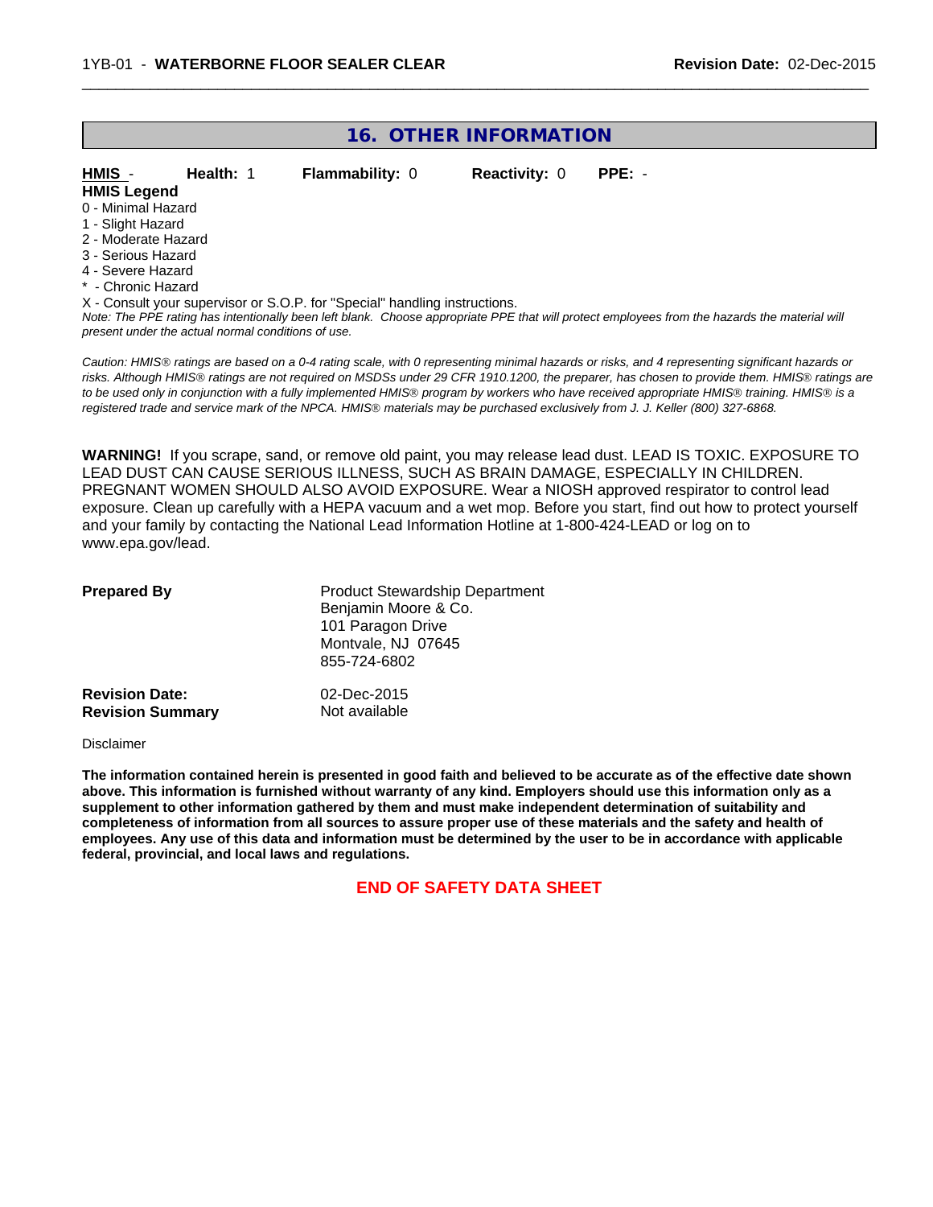## 16. OTHER INFORMATION

**HMIS** - **Health:** 1 **Flammability:** 0 **Reactivity:** 0 **PPE:** -

**HMIS Legend**

0 - Minimal Hazard
1 - Slight Hazard
2 - Moderate Hazard
3 - Serious Hazard
4 - Severe Hazard
* - Chronic Hazard
X - Consult your supervisor or S.O.P. for "Special" handling instructions.

*Note: The PPE rating has intentionally been left blank. Choose appropriate PPE that will protect employees from the hazards the material will present under the actual normal conditions of use.*

*Caution: HMIS® ratings are based on a 0-4 rating scale, with 0 representing minimal hazards or risks, and 4 representing significant hazards or risks. Although HMIS® ratings are not required on MSDSs under 29 CFR 1910.1200, the preparer, has chosen to provide them. HMIS® ratings are to be used only in conjunction with a fully implemented HMIS® program by workers who have received appropriate HMIS® training. HMIS® is a registered trade and service mark of the NPCA. HMIS® materials may be purchased exclusively from J. J. Keller (800) 327-6868.*

**WARNING!** If you scrape, sand, or remove old paint, you may release lead dust. LEAD IS TOXIC. EXPOSURE TO LEAD DUST CAN CAUSE SERIOUS ILLNESS, SUCH AS BRAIN DAMAGE, ESPECIALLY IN CHILDREN. PREGNANT WOMEN SHOULD ALSO AVOID EXPOSURE. Wear a NIOSH approved respirator to control lead exposure. Clean up carefully with a HEPA vacuum and a wet mop. Before you start, find out how to protect yourself and your family by contacting the National Lead Information Hotline at 1-800-424-LEAD or log on to www.epa.gov/lead.

**Prepared By**

Product Stewardship Department
Benjamin Moore & Co.
101 Paragon Drive
Montvale, NJ 07645
855-724-6802

**Revision Date:** 02-Dec-2015
**Revision Summary** Not available

Disclaimer

**The information contained herein is presented in good faith and believed to be accurate as of the effective date shown above. This information is furnished without warranty of any kind. Employers should use this information only as a supplement to other information gathered by them and must make independent determination of suitability and completeness of information from all sources to assure proper use of these materials and the safety and health of employees. Any use of this data and information must be determined by the user to be in accordance with applicable federal, provincial, and local laws and regulations.**

**END OF SAFETY DATA SHEET**